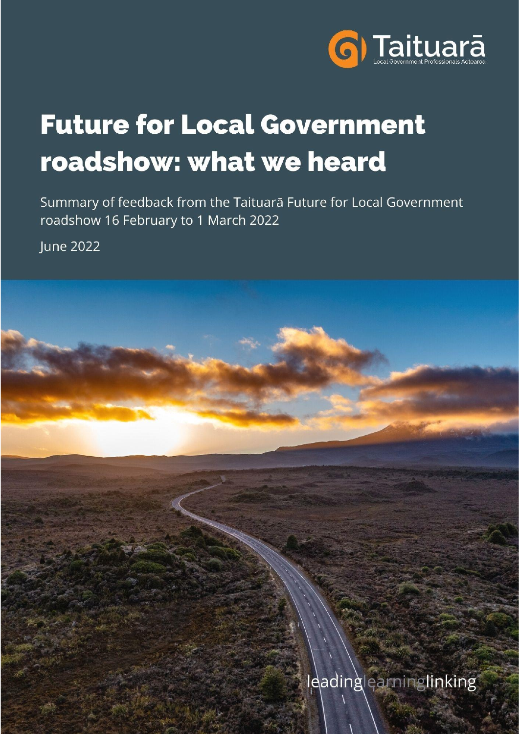Taituarā

Local Government Professionals Aotearoa

# Future for Local Government roadshow: what we heard

Summary of feedback from the Taituarā Future for Local Government roadshow 16 February to 1 March 2022

June 2022

leading learning linking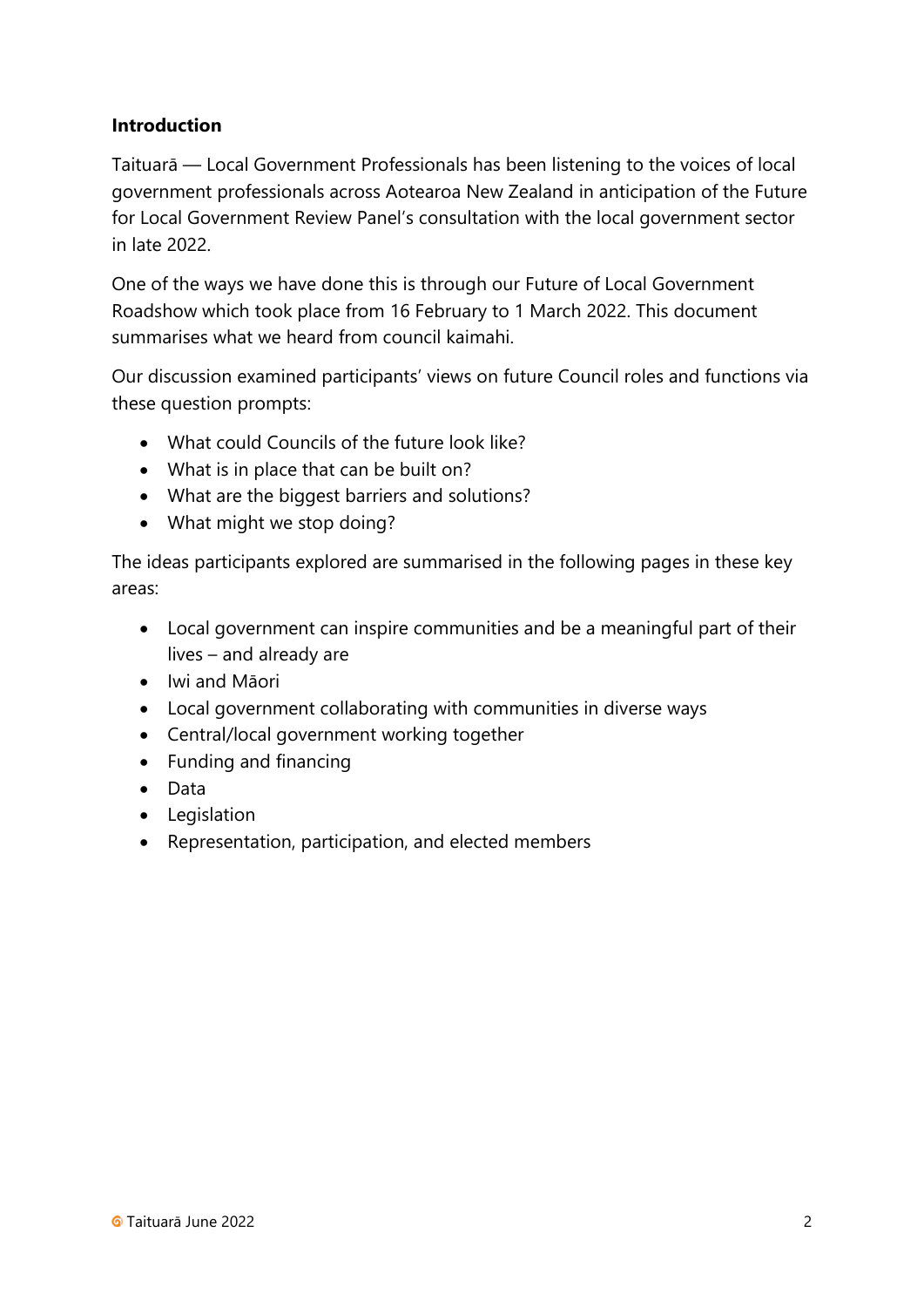**Introduction**

Taituarā — Local Government Professionals has been listening to the voices of local government professionals across Aotearoa New Zealand in anticipation of the Future for Local Government Review Panel's consultation with the local government sector in late 2022.

One of the ways we have done this is through our Future of Local Government Roadshow which took place from 16 February to 1 March 2022. This document summarises what we heard from council kaimahi.

Our discussion examined participants' views on future Council roles and functions via these question prompts:

- What could Councils of the future look like?
- What is in place that can be built on?
- What are the biggest barriers and solutions?
- What might we stop doing?

The ideas participants explored are summarised in the following pages in these key areas:

- Local government can inspire communities and be a meaningful part of their lives – and already are
- Iwi and Māori
- Local government collaborating with communities in diverse ways
- Central/local government working together
- Funding and financing
- Data
- Legislation
- Representation, participation, and elected members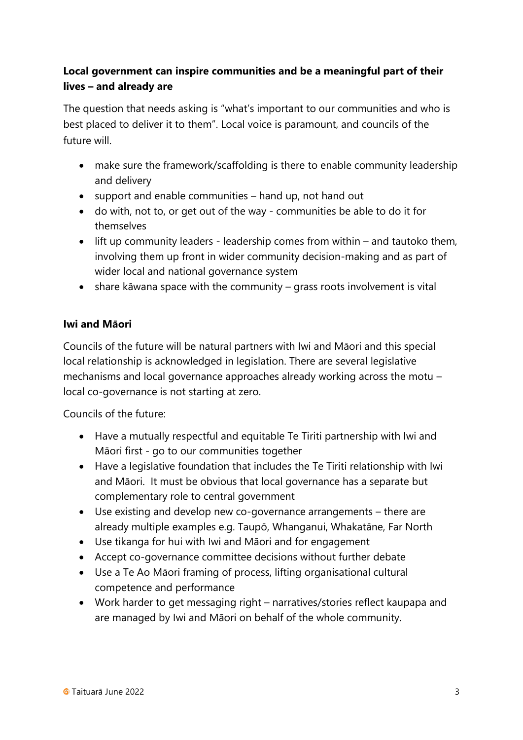**Local government can inspire communities and be a meaningful part of their lives – and already are**

The question that needs asking is "what's important to our communities and who is best placed to deliver it to them". Local voice is paramount, and councils of the future will.

- make sure the framework/scaffolding is there to enable community leadership and delivery
- support and enable communities – hand up, not hand out
- do with, not to, or get out of the way - communities be able to do it for themselves
- lift up community leaders - leadership comes from within – and tautoko them, involving them up front in wider community decision-making and as part of wider local and national governance system
- share kāwana space with the community – grass roots involvement is vital

**Iwi and Māori**

Councils of the future will be natural partners with Iwi and Māori and this special local relationship is acknowledged in legislation. There are several legislative mechanisms and local governance approaches already working across the motu – local co-governance is not starting at zero.

Councils of the future:

- Have a mutually respectful and equitable Te Tiriti partnership with Iwi and Māori first - go to our communities together
- Have a legislative foundation that includes the Te Tiriti relationship with Iwi and Māori. It must be obvious that local governance has a separate but complementary role to central government
- Use existing and develop new co-governance arrangements – there are already multiple examples e.g. Taupō, Whanganui, Whakatāne, Far North
- Use tikanga for hui with Iwi and Māori and for engagement
- Accept co-governance committee decisions without further debate
- Use a Te Ao Māori framing of process, lifting organisational cultural competence and performance
- Work harder to get messaging right – narratives/stories reflect kaupapa and are managed by Iwi and Māori on behalf of the whole community.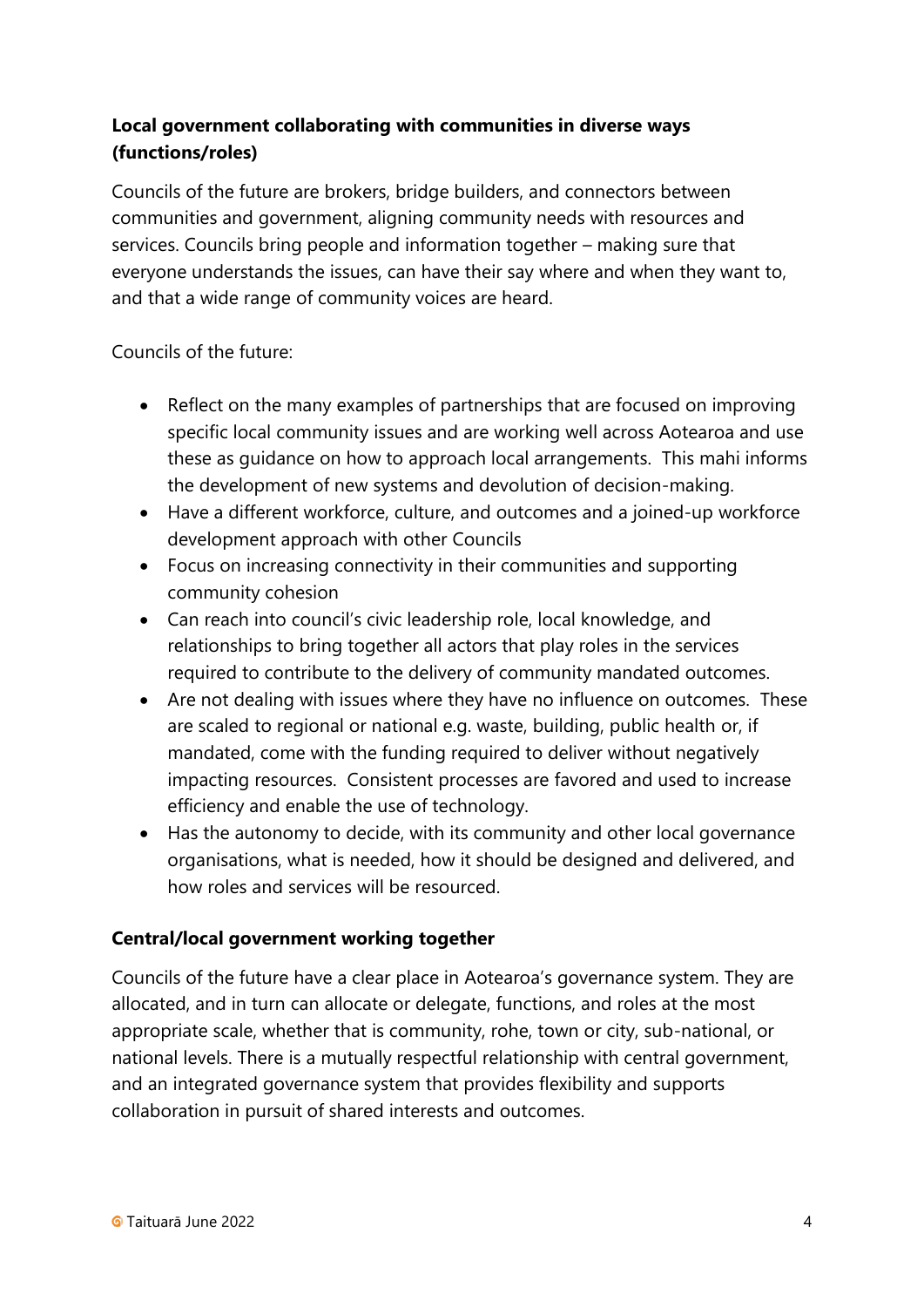**Local government collaborating with communities in diverse ways (functions/roles)**

Councils of the future are brokers, bridge builders, and connectors between communities and government, aligning community needs with resources and services. Councils bring people and information together – making sure that everyone understands the issues, can have their say where and when they want to, and that a wide range of community voices are heard.

Councils of the future:

- Reflect on the many examples of partnerships that are focused on improving specific local community issues and are working well across Aotearoa and use these as guidance on how to approach local arrangements. This mahi informs the development of new systems and devolution of decision-making.
- Have a different workforce, culture, and outcomes and a joined-up workforce development approach with other Councils
- Focus on increasing connectivity in their communities and supporting community cohesion
- Can reach into council's civic leadership role, local knowledge, and relationships to bring together all actors that play roles in the services required to contribute to the delivery of community mandated outcomes.
- Are not dealing with issues where they have no influence on outcomes. These are scaled to regional or national e.g. waste, building, public health or, if mandated, come with the funding required to deliver without negatively impacting resources. Consistent processes are favored and used to increase efficiency and enable the use of technology.
- Has the autonomy to decide, with its community and other local governance organisations, what is needed, how it should be designed and delivered, and how roles and services will be resourced.

**Central/local government working together**

Councils of the future have a clear place in Aotearoa's governance system. They are allocated, and in turn can allocate or delegate, functions, and roles at the most appropriate scale, whether that is community, rohe, town or city, sub-national, or national levels. There is a mutually respectful relationship with central government, and an integrated governance system that provides flexibility and supports collaboration in pursuit of shared interests and outcomes.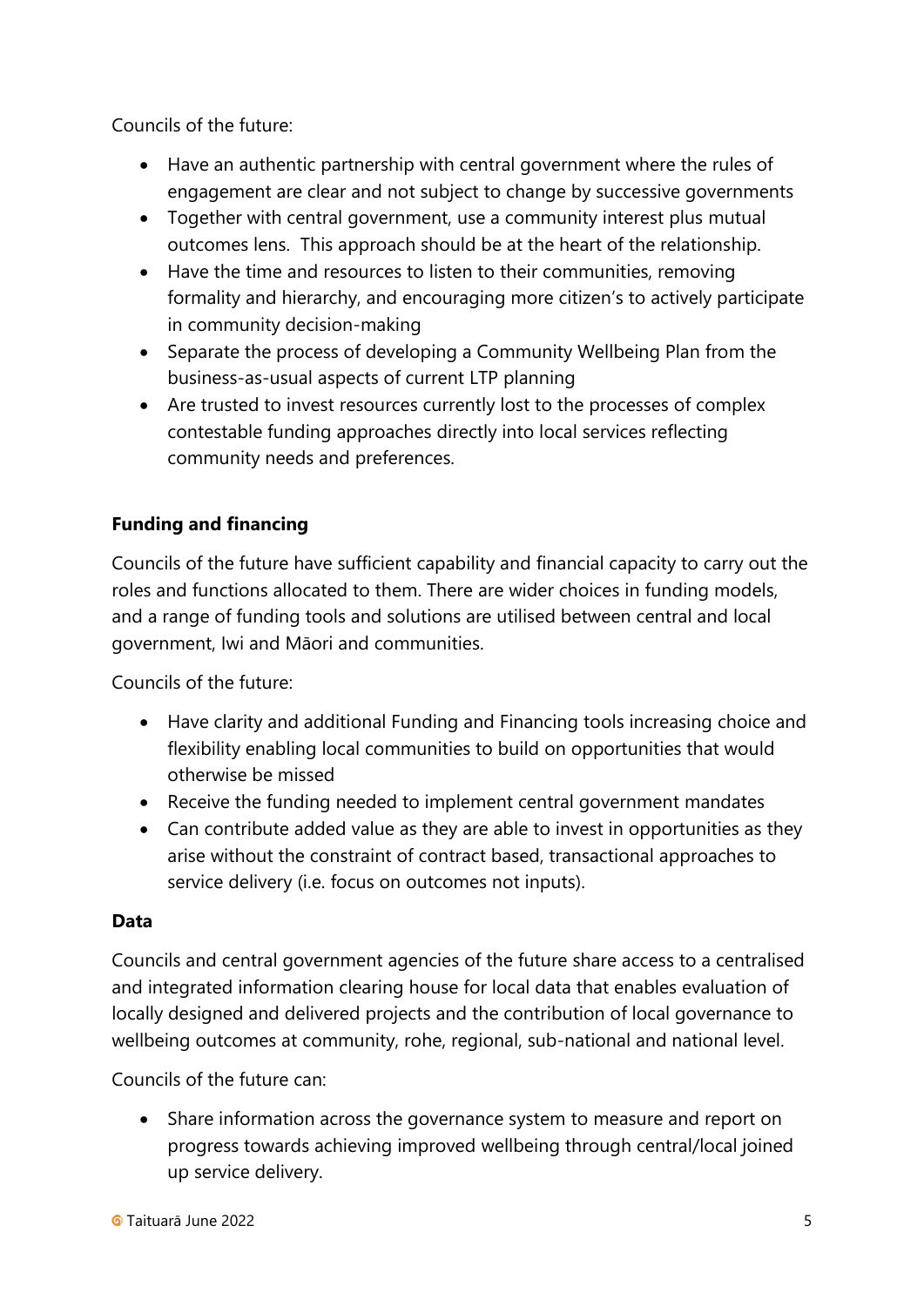Councils of the future:

- Have an authentic partnership with central government where the rules of engagement are clear and not subject to change by successive governments
- Together with central government, use a community interest plus mutual outcomes lens. This approach should be at the heart of the relationship.
- Have the time and resources to listen to their communities, removing formality and hierarchy, and encouraging more citizen's to actively participate in community decision-making
- Separate the process of developing a Community Wellbeing Plan from the business-as-usual aspects of current LTP planning
- Are trusted to invest resources currently lost to the processes of complex contestable funding approaches directly into local services reflecting community needs and preferences.

**Funding and financing**

Councils of the future have sufficient capability and financial capacity to carry out the roles and functions allocated to them. There are wider choices in funding models, and a range of funding tools and solutions are utilised between central and local government, Iwi and Māori and communities.

Councils of the future:

- Have clarity and additional Funding and Financing tools increasing choice and flexibility enabling local communities to build on opportunities that would otherwise be missed
- Receive the funding needed to implement central government mandates
- Can contribute added value as they are able to invest in opportunities as they arise without the constraint of contract based, transactional approaches to service delivery (i.e. focus on outcomes not inputs).

**Data**

Councils and central government agencies of the future share access to a centralised and integrated information clearing house for local data that enables evaluation of locally designed and delivered projects and the contribution of local governance to wellbeing outcomes at community, rohe, regional, sub-national and national level.

Councils of the future can:

- Share information across the governance system to measure and report on progress towards achieving improved wellbeing through central/local joined up service delivery.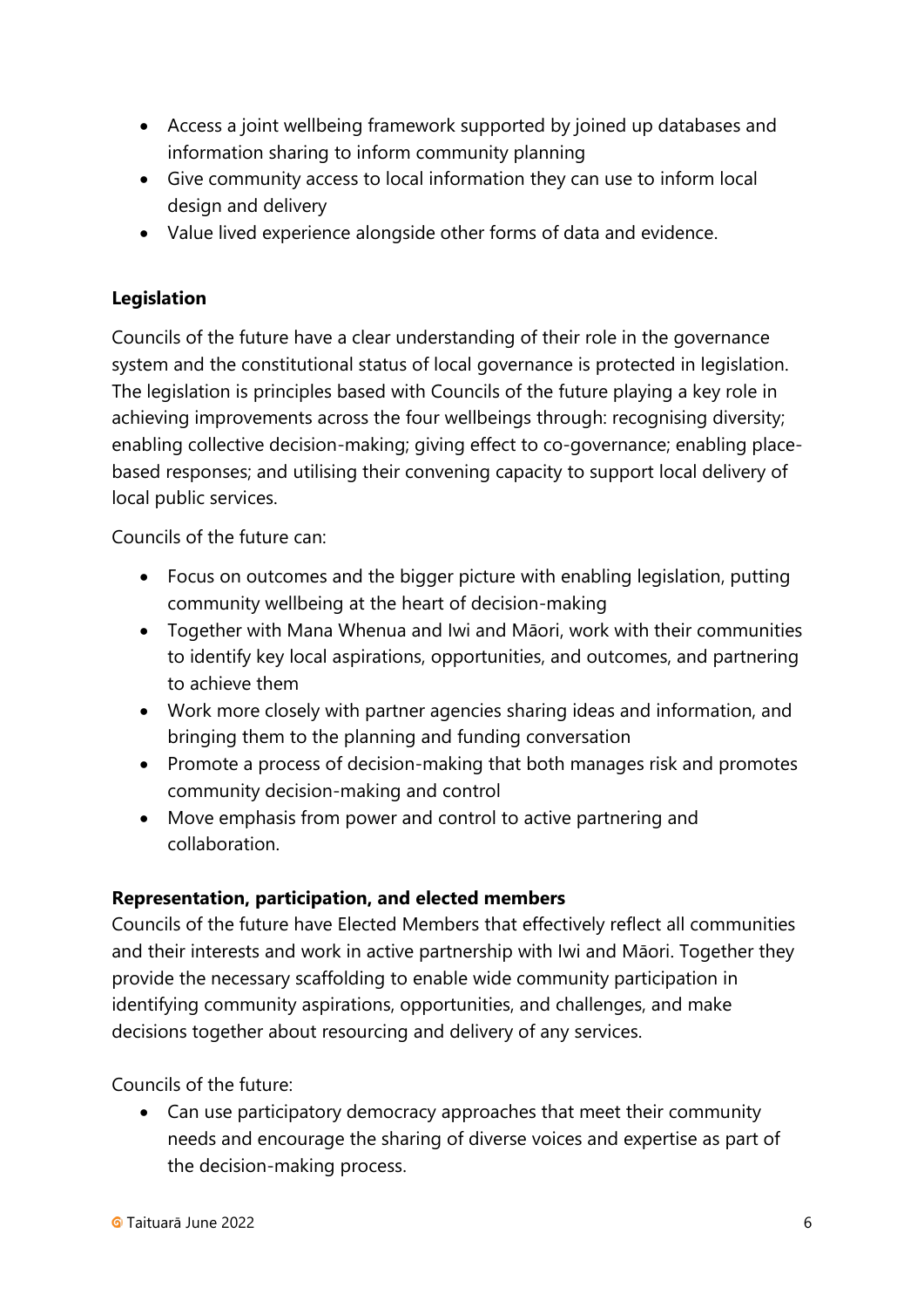- Access a joint wellbeing framework supported by joined up databases and information sharing to inform community planning
- Give community access to local information they can use to inform local design and delivery
- Value lived experience alongside other forms of data and evidence.

**Legislation**

Councils of the future have a clear understanding of their role in the governance system and the constitutional status of local governance is protected in legislation. The legislation is principles based with Councils of the future playing a key role in achieving improvements across the four wellbeings through: recognising diversity; enabling collective decision-making; giving effect to co-governance; enabling place-based responses; and utilising their convening capacity to support local delivery of local public services.

Councils of the future can:

- Focus on outcomes and the bigger picture with enabling legislation, putting community wellbeing at the heart of decision-making
- Together with Mana Whenua and Iwi and Māori, work with their communities to identify key local aspirations, opportunities, and outcomes, and partnering to achieve them
- Work more closely with partner agencies sharing ideas and information, and bringing them to the planning and funding conversation
- Promote a process of decision-making that both manages risk and promotes community decision-making and control
- Move emphasis from power and control to active partnering and collaboration.

**Representation, participation, and elected members**

Councils of the future have Elected Members that effectively reflect all communities and their interests and work in active partnership with Iwi and Māori. Together they provide the necessary scaffolding to enable wide community participation in identifying community aspirations, opportunities, and challenges, and make decisions together about resourcing and delivery of any services.

Councils of the future:

- Can use participatory democracy approaches that meet their community needs and encourage the sharing of diverse voices and expertise as part of the decision-making process.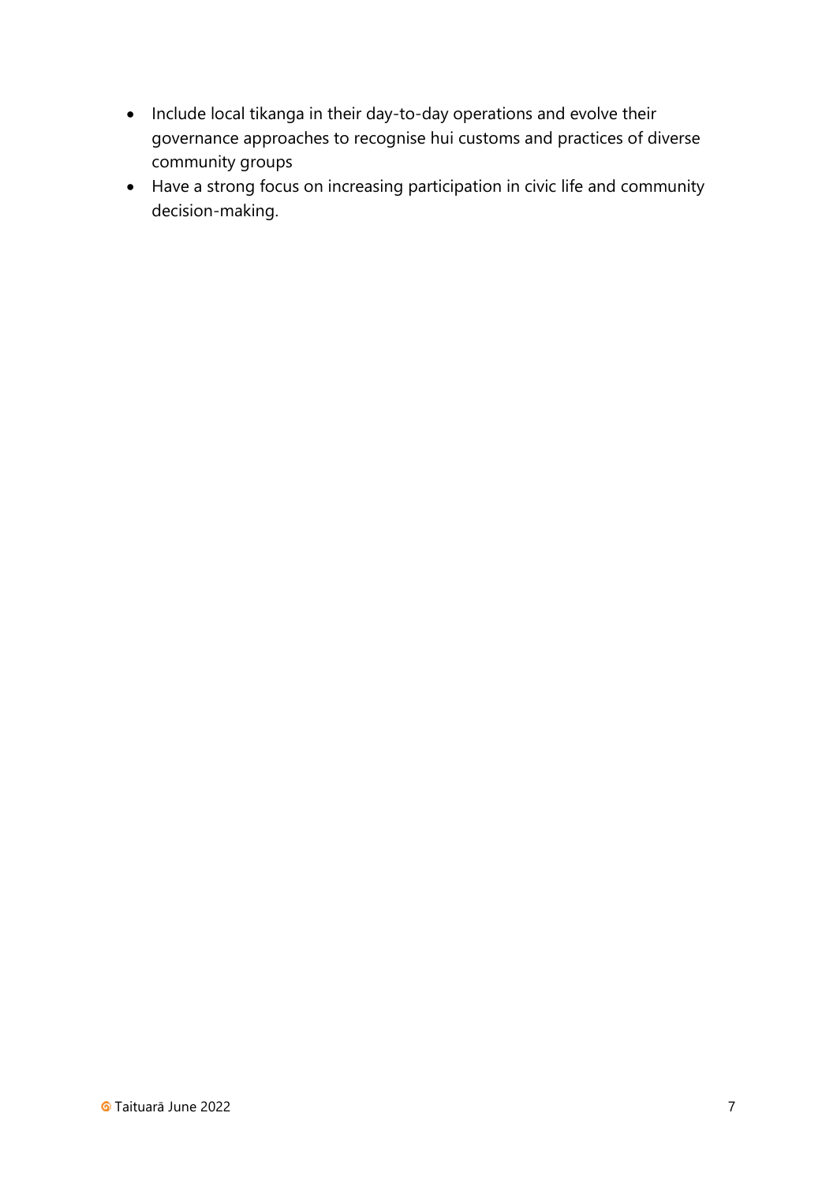- Include local tikanga in their day-to-day operations and evolve their governance approaches to recognise hui customs and practices of diverse community groups
- Have a strong focus on increasing participation in civic life and community decision-making.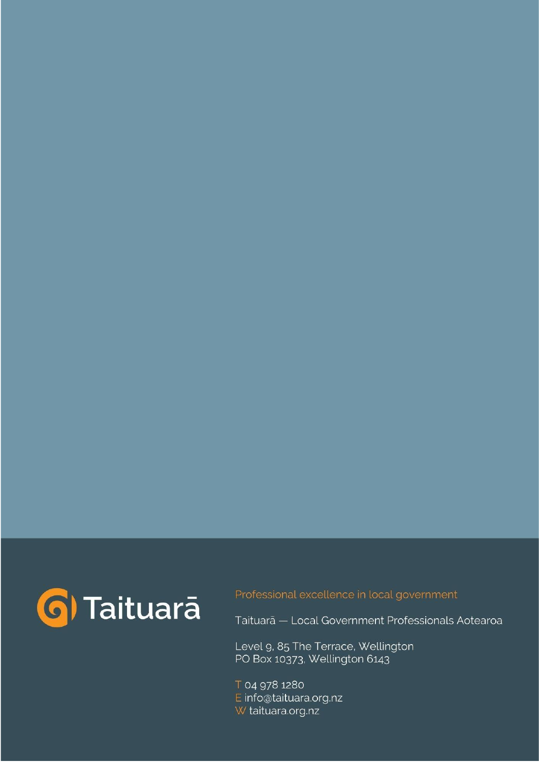Taituarā

Professional excellence in local government

Taituarā — Local Government Professionals Aotearoa

Level 9, 85 The Terrace, Wellington
PO Box 10373, Wellington 6143

T 04 978 1280
E info@taituara.org.nz
W taituara.org.nz